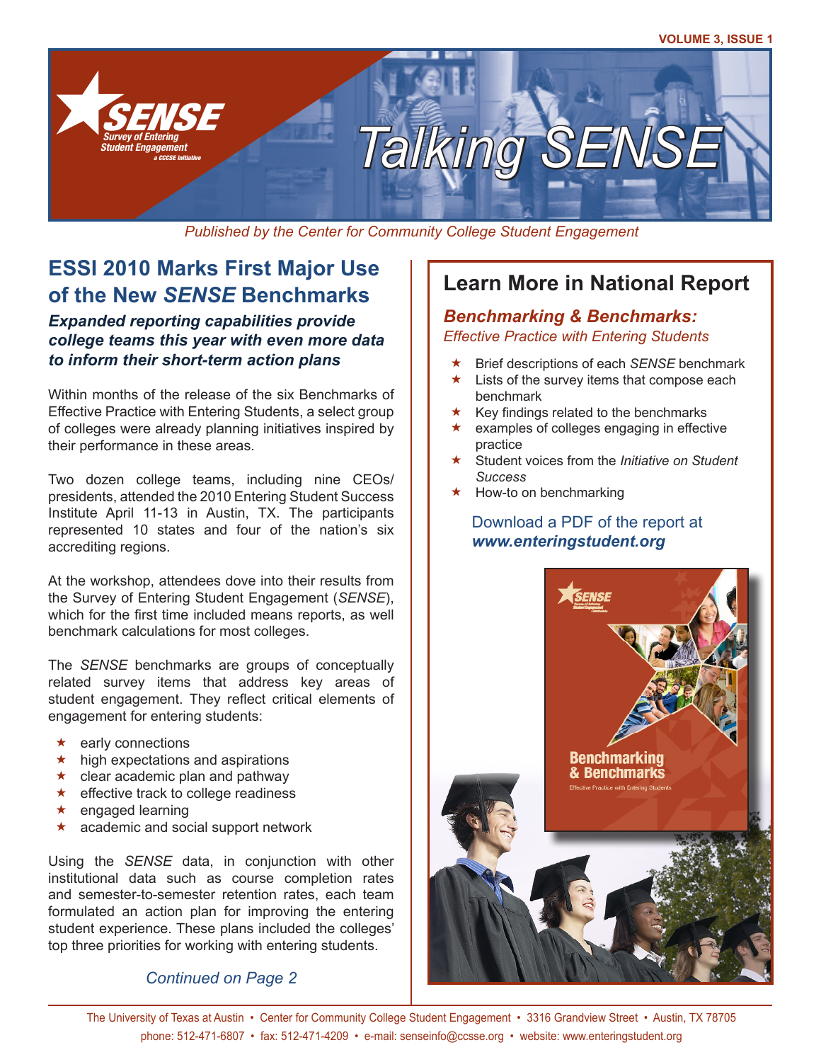# Talking SENSE

*Published by the Center for Community College Student Engagement*

## ESSI 2010 Marks First Major Use of the New *SENSE* Benchmarks

***Expanded reporting capabilities provide college teams this year with even more data to inform their short-term action plans***

Within months of the release of the six Benchmarks of Effective Practice with Entering Students, a select group of colleges were already planning initiatives inspired by their performance in these areas.

Two dozen college teams, including nine CEOs/presidents, attended the 2010 Entering Student Success Institute April 11-13 in Austin, TX. The participants represented 10 states and four of the nation's six accrediting regions.

At the workshop, attendees dove into their results from the Survey of Entering Student Engagement (*SENSE*), which for the first time included means reports, as well benchmark calculations for most colleges.

The *SENSE* benchmarks are groups of conceptually related survey items that address key areas of student engagement. They reflect critical elements of engagement for entering students:

- early connections
- high expectations and aspirations
- clear academic plan and pathway
- effective track to college readiness
- engaged learning
- academic and social support network

Using the *SENSE* data, in conjunction with other institutional data such as course completion rates and semester-to-semester retention rates, each team formulated an action plan for improving the entering student experience. These plans included the colleges' top three priorities for working with entering students.

*Continued on Page 2*

## Learn More in National Report

***Benchmarking & Benchmarks:***
*Effective Practice with Entering Students*

- Brief descriptions of each *SENSE* benchmark
- Lists of the survey items that compose each benchmark
- Key findings related to the benchmarks
- examples of colleges engaging in effective practice
- Student voices from the *Initiative on Student Success*
- How-to on benchmarking

Download a PDF of the report at ***www.enteringstudent.org***

The University of Texas at Austin • Center for Community College Student Engagement • 3316 Grandview Street • Austin, TX 78705
phone: 512-471-6807 • fax: 512-471-4209 • e-mail: senseinfo@ccsse.org • website: www.enteringstudent.org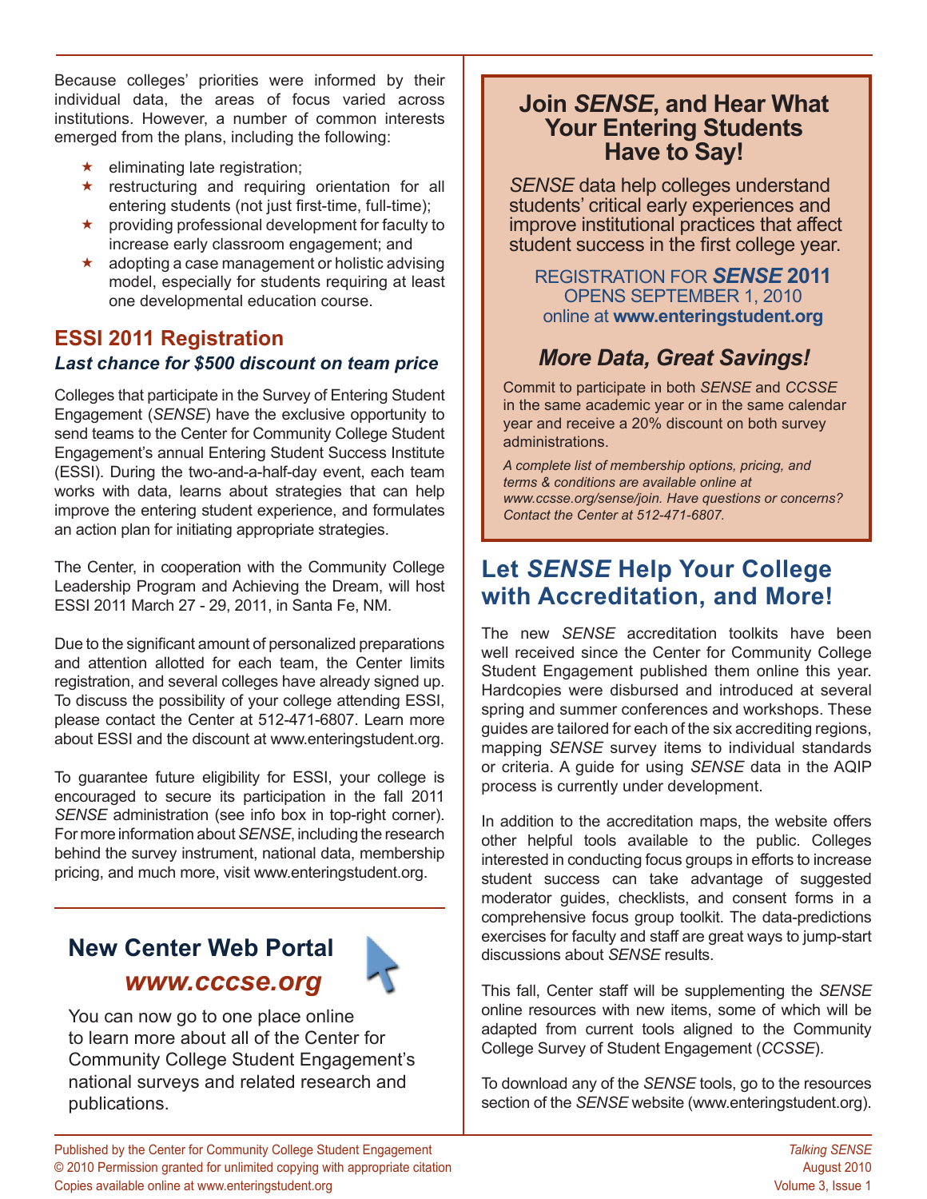Because colleges' priorities were informed by their individual data, the areas of focus varied across institutions. However, a number of common interests emerged from the plans, including the following:

- eliminating late registration;
- restructuring and requiring orientation for all entering students (not just first-time, full-time);
- providing professional development for faculty to increase early classroom engagement; and
- adopting a case management or holistic advising model, especially for students requiring at least one developmental education course.

## ESSI 2011 Registration

***Last chance for $500 discount on team price***

Colleges that participate in the Survey of Entering Student Engagement (*SENSE*) have the exclusive opportunity to send teams to the Center for Community College Student Engagement's annual Entering Student Success Institute (ESSI). During the two-and-a-half-day event, each team works with data, learns about strategies that can help improve the entering student experience, and formulates an action plan for initiating appropriate strategies.

The Center, in cooperation with the Community College Leadership Program and Achieving the Dream, will host ESSI 2011 March 27 - 29, 2011, in Santa Fe, NM.

Due to the significant amount of personalized preparations and attention allotted for each team, the Center limits registration, and several colleges have already signed up. To discuss the possibility of your college attending ESSI, please contact the Center at 512-471-6807. Learn more about ESSI and the discount at www.enteringstudent.org.

To guarantee future eligibility for ESSI, your college is encouraged to secure its participation in the fall 2011 *SENSE* administration (see info box in top-right corner). For more information about *SENSE*, including the research behind the survey instrument, national data, membership pricing, and much more, visit www.enteringstudent.org.

## New Center Web Portal

***www.cccse.org***

You can now go to one place online to learn more about all of the Center for Community College Student Engagement's national surveys and related research and publications.

## Join *SENSE*, and Hear What Your Entering Students Have to Say!

*SENSE* data help colleges understand students' critical early experiences and improve institutional practices that affect student success in the first college year.

REGISTRATION FOR ***SENSE*** **2011**
OPENS SEPTEMBER 1, 2010
online at **www.enteringstudent.org**

### *More Data, Great Savings!*

Commit to participate in both *SENSE* and *CCSSE* in the same academic year or in the same calendar year and receive a 20% discount on both survey administrations.

*A complete list of membership options, pricing, and terms & conditions are available online at www.ccsse.org/sense/join. Have questions or concerns? Contact the Center at 512-471-6807.*

## Let *SENSE* Help Your College with Accreditation, and More!

The new *SENSE* accreditation toolkits have been well received since the Center for Community College Student Engagement published them online this year. Hardcopies were disbursed and introduced at several spring and summer conferences and workshops. These guides are tailored for each of the six accrediting regions, mapping *SENSE* survey items to individual standards or criteria. A guide for using *SENSE* data in the AQIP process is currently under development.

In addition to the accreditation maps, the website offers other helpful tools available to the public. Colleges interested in conducting focus groups in efforts to increase student success can take advantage of suggested moderator guides, checklists, and consent forms in a comprehensive focus group toolkit. The data-predictions exercises for faculty and staff are great ways to jump-start discussions about *SENSE* results.

This fall, Center staff will be supplementing the *SENSE* online resources with new items, some of which will be adapted from current tools aligned to the Community College Survey of Student Engagement (*CCSSE*).

To download any of the *SENSE* tools, go to the resources section of the *SENSE* website (www.enteringstudent.org).

Published by the Center for Community College Student Engagement
© 2010 Permission granted for unlimited copying with appropriate citation
Copies available online at www.enteringstudent.org